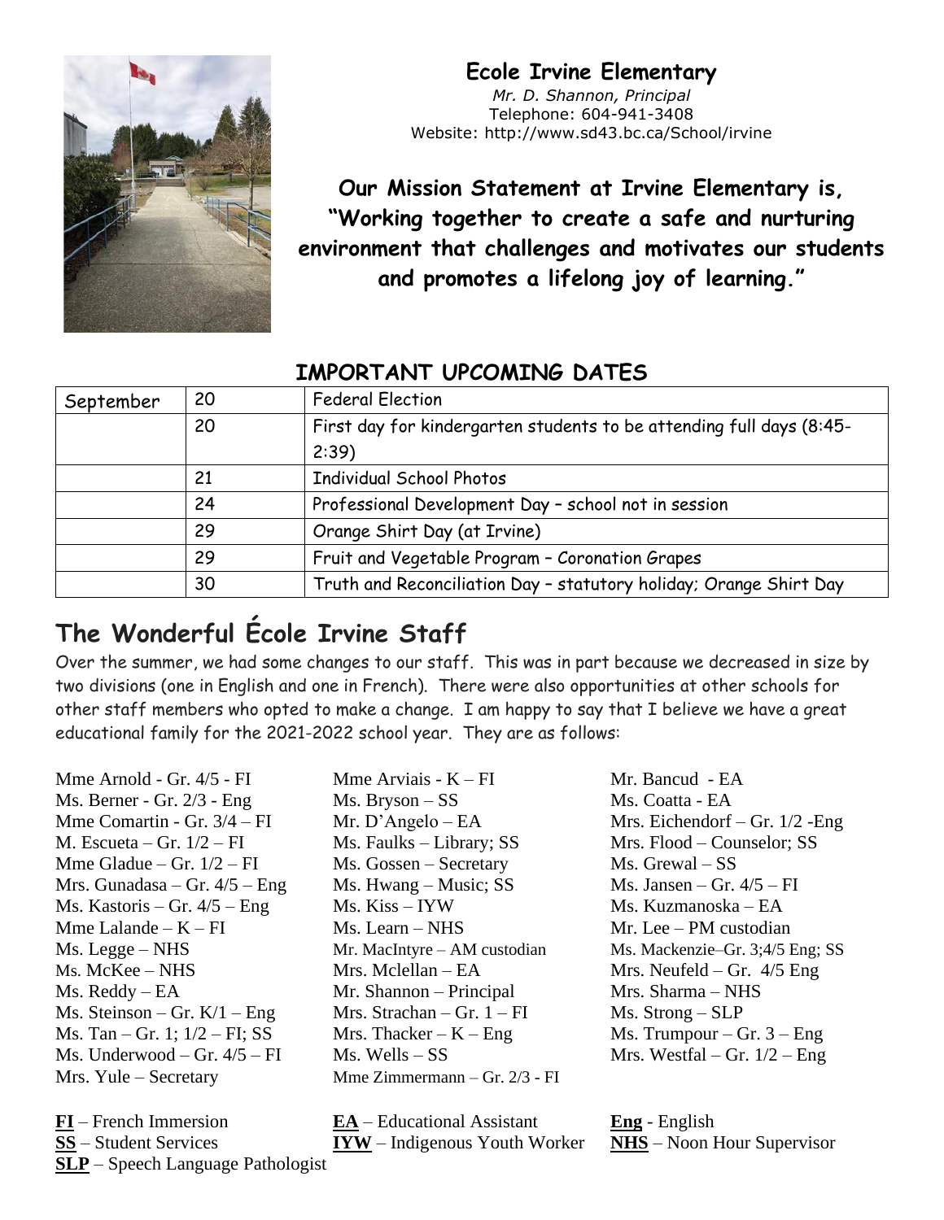# Ecole Irvine Elementary

*Mr. D. Shannon, Principal*
Telephone: 604-941-3408
Website: http://www.sd43.bc.ca/School/irvine

**Our Mission Statement at Irvine Elementary is, "Working together to create a safe and nurturing environment that challenges and motivates our students and promotes a lifelong joy of learning."**

## IMPORTANT UPCOMING DATES

| September | 20 | Federal Election |
|---|---|---|
| | 20 | First day for kindergarten students to be attending full days (8:45-2:39) |
| | 21 | Individual School Photos |
| | 24 | Professional Development Day – school not in session |
| | 29 | Orange Shirt Day (at Irvine) |
| | 29 | Fruit and Vegetable Program – Coronation Grapes |
| | 30 | Truth and Reconciliation Day – statutory holiday; Orange Shirt Day |

## The Wonderful École Irvine Staff

Over the summer, we had some changes to our staff. This was in part because we decreased in size by two divisions (one in English and one in French). There were also opportunities at other schools for other staff members who opted to make a change. I am happy to say that I believe we have a great educational family for the 2021-2022 school year. They are as follows:

Mme Arnold - Gr. 4/5 - FI
Ms. Berner - Gr. 2/3 - Eng
Mme Comartin - Gr. 3/4 – FI
M. Escueta – Gr. 1/2 – FI
Mme Gladue – Gr. 1/2 – FI
Mrs. Gunadasa – Gr. 4/5 – Eng
Ms. Kastoris – Gr. 4/5 – Eng
Mme Lalande – K – FI
Ms. Legge – NHS
Ms. McKee – NHS
Ms. Reddy – EA
Ms. Steinson – Gr. K/1 – Eng
Ms. Tan – Gr. 1; 1/2 – FI; SS
Ms. Underwood – Gr. 4/5 – FI
Mrs. Yule – Secretary

Mme Arviais - K – FI
Ms. Bryson – SS
Mr. D'Angelo – EA
Ms. Faulks – Library; SS
Ms. Gossen – Secretary
Ms. Hwang – Music; SS
Ms. Kiss – IYW
Ms. Learn – NHS
Mr. MacIntyre – AM custodian
Mrs. Mclellan – EA
Mr. Shannon – Principal
Mrs. Strachan – Gr. 1 – FI
Mrs. Thacker – K – Eng
Ms. Wells – SS
Mme Zimmermann – Gr. 2/3 - FI

Mr. Bancud - EA
Ms. Coatta - EA
Mrs. Eichendorf – Gr. 1/2 -Eng
Mrs. Flood – Counselor; SS
Ms. Grewal – SS
Ms. Jansen – Gr. 4/5 – FI
Ms. Kuzmanoska – EA
Mr. Lee – PM custodian
Ms. Mackenzie–Gr. 3;4/5 Eng; SS
Mrs. Neufeld – Gr. 4/5 Eng
Mrs. Sharma – NHS
Ms. Strong – SLP
Ms. Trumpour – Gr. 3 – Eng
Mrs. Westfal – Gr. 1/2 – Eng

**FI** – French Immersion
**SS** – Student Services
**SLP** – Speech Language Pathologist
**EA** – Educational Assistant
**IYW** – Indigenous Youth Worker
**Eng** - English
**NHS** – Noon Hour Supervisor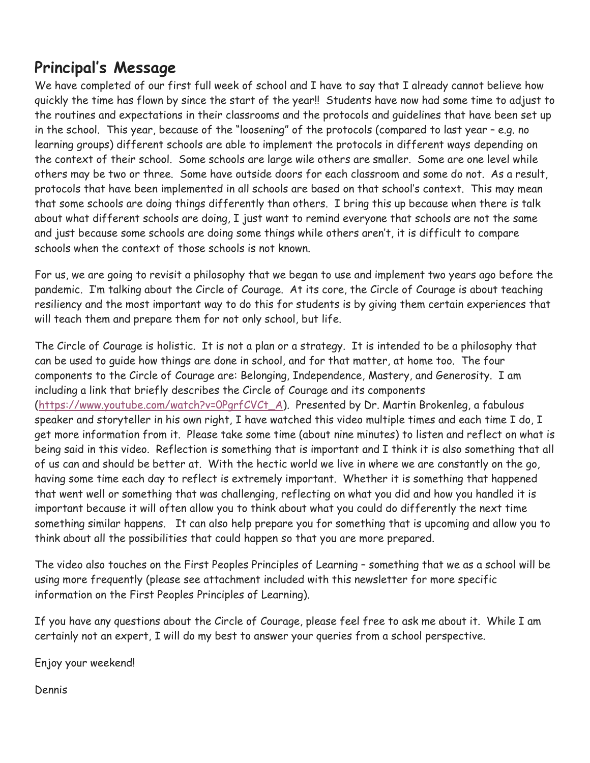## Principal's Message

We have completed of our first full week of school and I have to say that I already cannot believe how quickly the time has flown by since the start of the year!! Students have now had some time to adjust to the routines and expectations in their classrooms and the protocols and guidelines that have been set up in the school. This year, because of the "loosening" of the protocols (compared to last year – e.g. no learning groups) different schools are able to implement the protocols in different ways depending on the context of their school. Some schools are large wile others are smaller. Some are one level while others may be two or three. Some have outside doors for each classroom and some do not. As a result, protocols that have been implemented in all schools are based on that school's context. This may mean that some schools are doing things differently than others. I bring this up because when there is talk about what different schools are doing, I just want to remind everyone that schools are not the same and just because some schools are doing some things while others aren't, it is difficult to compare schools when the context of those schools is not known.

For us, we are going to revisit a philosophy that we began to use and implement two years ago before the pandemic. I'm talking about the Circle of Courage. At its core, the Circle of Courage is about teaching resiliency and the most important way to do this for students is by giving them certain experiences that will teach them and prepare them for not only school, but life.

The Circle of Courage is holistic. It is not a plan or a strategy. It is intended to be a philosophy that can be used to guide how things are done in school, and for that matter, at home too. The four components to the Circle of Courage are: Belonging, Independence, Mastery, and Generosity. I am including a link that briefly describes the Circle of Courage and its components (https://www.youtube.com/watch?v=0PgrfCVCt_A). Presented by Dr. Martin Brokenleg, a fabulous speaker and storyteller in his own right, I have watched this video multiple times and each time I do, I get more information from it. Please take some time (about nine minutes) to listen and reflect on what is being said in this video. Reflection is something that is important and I think it is also something that all of us can and should be better at. With the hectic world we live in where we are constantly on the go, having some time each day to reflect is extremely important. Whether it is something that happened that went well or something that was challenging, reflecting on what you did and how you handled it is important because it will often allow you to think about what you could do differently the next time something similar happens. It can also help prepare you for something that is upcoming and allow you to think about all the possibilities that could happen so that you are more prepared.

The video also touches on the First Peoples Principles of Learning – something that we as a school will be using more frequently (please see attachment included with this newsletter for more specific information on the First Peoples Principles of Learning).

If you have any questions about the Circle of Courage, please feel free to ask me about it. While I am certainly not an expert, I will do my best to answer your queries from a school perspective.

Enjoy your weekend!

Dennis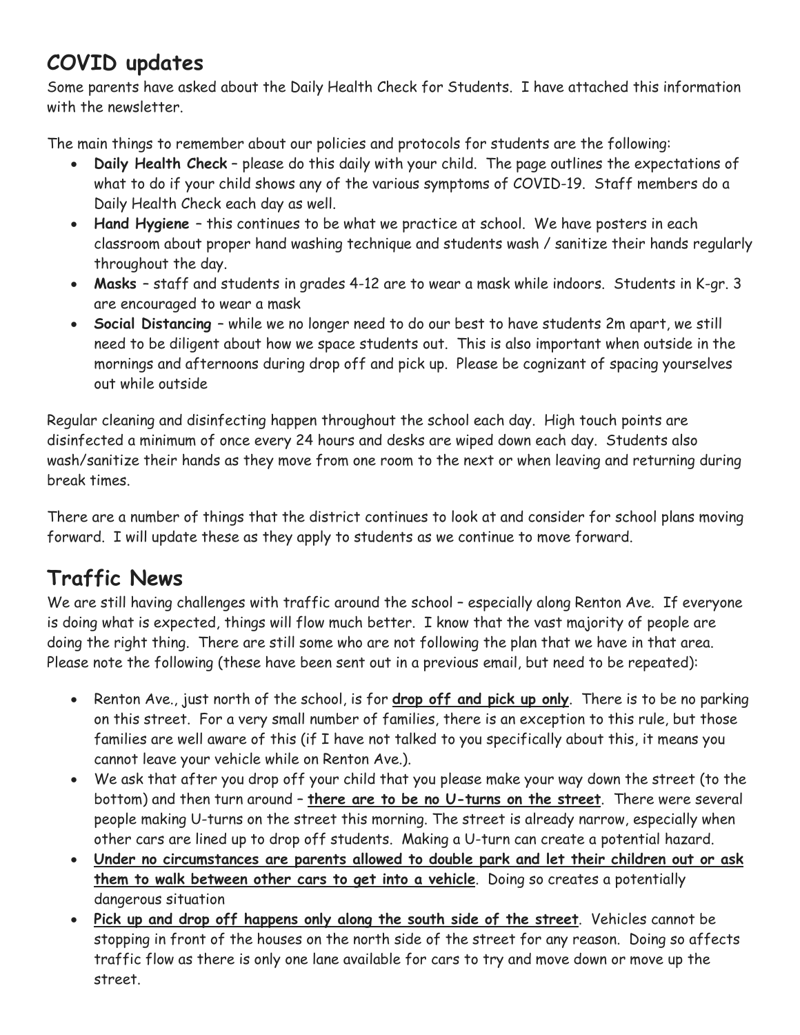## COVID updates

Some parents have asked about the Daily Health Check for Students. I have attached this information with the newsletter.

The main things to remember about our policies and protocols for students are the following:

- **Daily Health Check** – please do this daily with your child. The page outlines the expectations of what to do if your child shows any of the various symptoms of COVID-19. Staff members do a Daily Health Check each day as well.
- **Hand Hygiene** – this continues to be what we practice at school. We have posters in each classroom about proper hand washing technique and students wash / sanitize their hands regularly throughout the day.
- **Masks** – staff and students in grades 4-12 are to wear a mask while indoors. Students in K-gr. 3 are encouraged to wear a mask
- **Social Distancing** – while we no longer need to do our best to have students 2m apart, we still need to be diligent about how we space students out. This is also important when outside in the mornings and afternoons during drop off and pick up. Please be cognizant of spacing yourselves out while outside

Regular cleaning and disinfecting happen throughout the school each day. High touch points are disinfected a minimum of once every 24 hours and desks are wiped down each day. Students also wash/sanitize their hands as they move from one room to the next or when leaving and returning during break times.

There are a number of things that the district continues to look at and consider for school plans moving forward. I will update these as they apply to students as we continue to move forward.

## Traffic News

We are still having challenges with traffic around the school – especially along Renton Ave. If everyone is doing what is expected, things will flow much better. I know that the vast majority of people are doing the right thing. There are still some who are not following the plan that we have in that area. Please note the following (these have been sent out in a previous email, but need to be repeated):

- Renton Ave., just north of the school, is for **drop off and pick up only**. There is to be no parking on this street. For a very small number of families, there is an exception to this rule, but those families are well aware of this (if I have not talked to you specifically about this, it means you cannot leave your vehicle while on Renton Ave.).
- We ask that after you drop off your child that you please make your way down the street (to the bottom) and then turn around – **there are to be no U-turns on the street**. There were several people making U-turns on the street this morning. The street is already narrow, especially when other cars are lined up to drop off students. Making a U-turn can create a potential hazard.
- **Under no circumstances are parents allowed to double park and let their children out or ask them to walk between other cars to get into a vehicle**. Doing so creates a potentially dangerous situation
- **Pick up and drop off happens only along the south side of the street**. Vehicles cannot be stopping in front of the houses on the north side of the street for any reason. Doing so affects traffic flow as there is only one lane available for cars to try and move down or move up the street.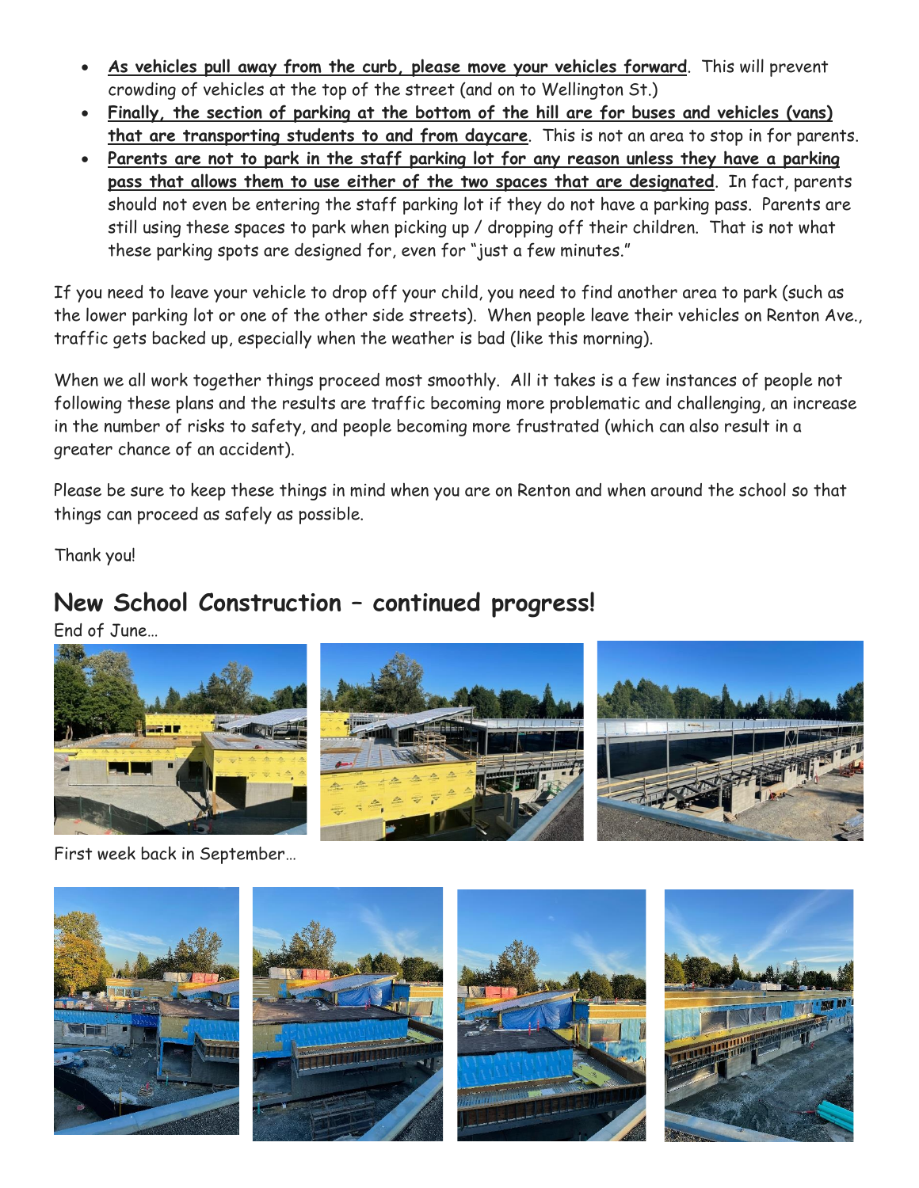- **As vehicles pull away from the curb, please move your vehicles forward**. This will prevent crowding of vehicles at the top of the street (and on to Wellington St.)
- **Finally, the section of parking at the bottom of the hill are for buses and vehicles (vans) that are transporting students to and from daycare**. This is not an area to stop in for parents.
- **Parents are not to park in the staff parking lot for any reason unless they have a parking pass that allows them to use either of the two spaces that are designated**. In fact, parents should not even be entering the staff parking lot if they do not have a parking pass. Parents are still using these spaces to park when picking up / dropping off their children. That is not what these parking spots are designed for, even for "just a few minutes."

If you need to leave your vehicle to drop off your child, you need to find another area to park (such as the lower parking lot or one of the other side streets). When people leave their vehicles on Renton Ave., traffic gets backed up, especially when the weather is bad (like this morning).

When we all work together things proceed most smoothly. All it takes is a few instances of people not following these plans and the results are traffic becoming more problematic and challenging, an increase in the number of risks to safety, and people becoming more frustrated (which can also result in a greater chance of an accident).

Please be sure to keep these things in mind when you are on Renton and when around the school so that things can proceed as safely as possible.

Thank you!

## New School Construction – continued progress!

End of June…

First week back in September…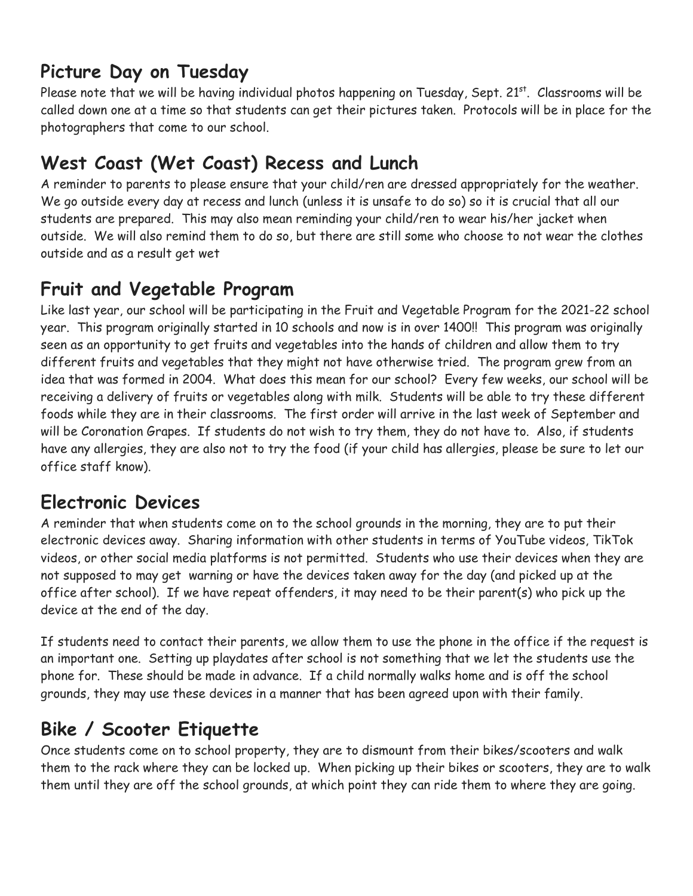## Picture Day on Tuesday

Please note that we will be having individual photos happening on Tuesday, Sept. 21st. Classrooms will be called down one at a time so that students can get their pictures taken. Protocols will be in place for the photographers that come to our school.

## West Coast (Wet Coast) Recess and Lunch

A reminder to parents to please ensure that your child/ren are dressed appropriately for the weather. We go outside every day at recess and lunch (unless it is unsafe to do so) so it is crucial that all our students are prepared. This may also mean reminding your child/ren to wear his/her jacket when outside. We will also remind them to do so, but there are still some who choose to not wear the clothes outside and as a result get wet

## Fruit and Vegetable Program

Like last year, our school will be participating in the Fruit and Vegetable Program for the 2021-22 school year. This program originally started in 10 schools and now is in over 1400!! This program was originally seen as an opportunity to get fruits and vegetables into the hands of children and allow them to try different fruits and vegetables that they might not have otherwise tried. The program grew from an idea that was formed in 2004. What does this mean for our school? Every few weeks, our school will be receiving a delivery of fruits or vegetables along with milk. Students will be able to try these different foods while they are in their classrooms. The first order will arrive in the last week of September and will be Coronation Grapes. If students do not wish to try them, they do not have to. Also, if students have any allergies, they are also not to try the food (if your child has allergies, please be sure to let our office staff know).

## Electronic Devices

A reminder that when students come on to the school grounds in the morning, they are to put their electronic devices away. Sharing information with other students in terms of YouTube videos, TikTok videos, or other social media platforms is not permitted. Students who use their devices when they are not supposed to may get warning or have the devices taken away for the day (and picked up at the office after school). If we have repeat offenders, it may need to be their parent(s) who pick up the device at the end of the day.

If students need to contact their parents, we allow them to use the phone in the office if the request is an important one. Setting up playdates after school is not something that we let the students use the phone for. These should be made in advance. If a child normally walks home and is off the school grounds, they may use these devices in a manner that has been agreed upon with their family.

## Bike / Scooter Etiquette

Once students come on to school property, they are to dismount from their bikes/scooters and walk them to the rack where they can be locked up. When picking up their bikes or scooters, they are to walk them until they are off the school grounds, at which point they can ride them to where they are going.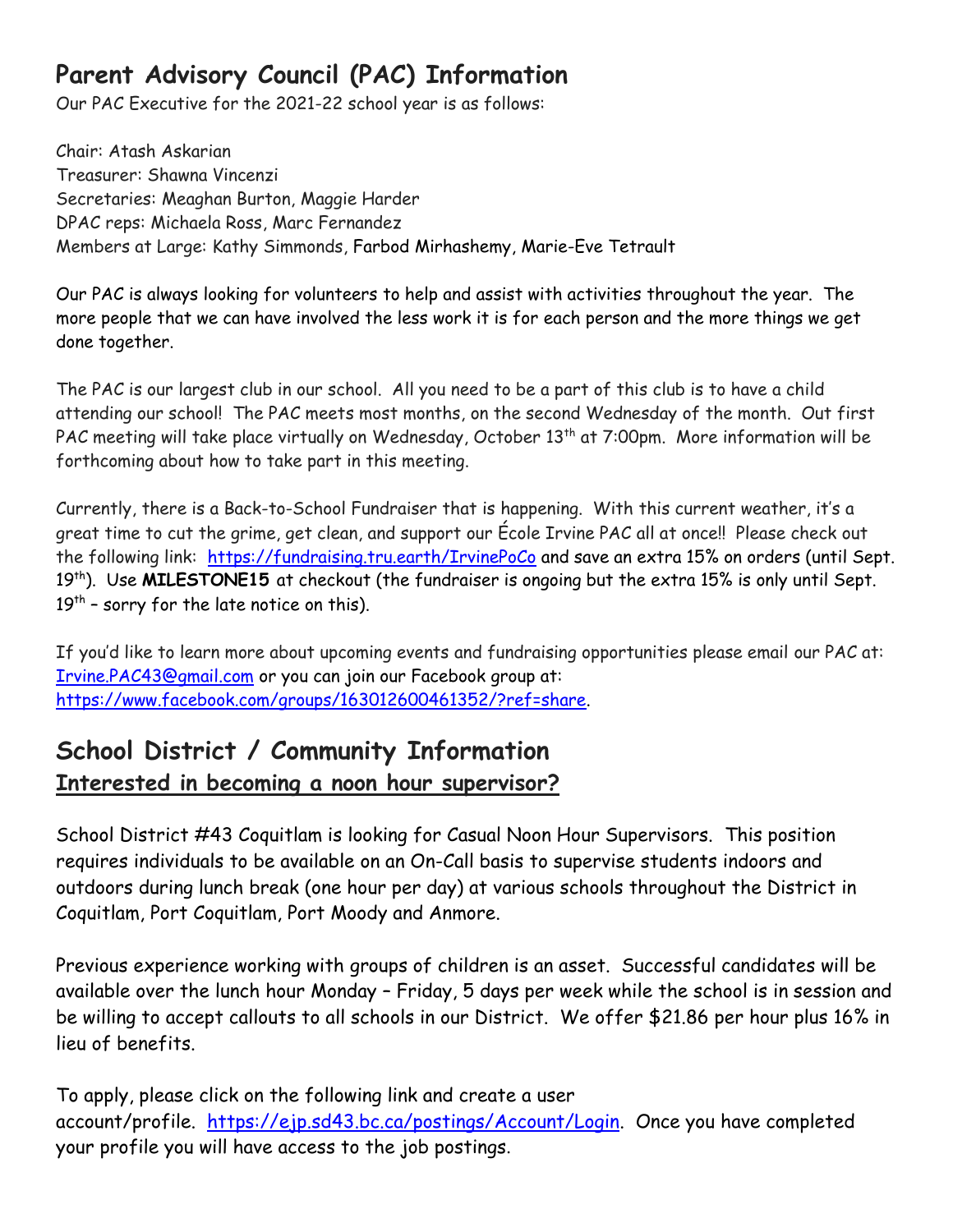## Parent Advisory Council (PAC) Information

Our PAC Executive for the 2021-22 school year is as follows:

Chair: Atash Askarian
Treasurer: Shawna Vincenzi
Secretaries: Meaghan Burton, Maggie Harder
DPAC reps: Michaela Ross, Marc Fernandez
Members at Large: Kathy Simmonds, Farbod Mirhashemy, Marie-Eve Tetrault

Our PAC is always looking for volunteers to help and assist with activities throughout the year. The more people that we can have involved the less work it is for each person and the more things we get done together.

The PAC is our largest club in our school. All you need to be a part of this club is to have a child attending our school! The PAC meets most months, on the second Wednesday of the month. Out first PAC meeting will take place virtually on Wednesday, October 13th at 7:00pm. More information will be forthcoming about how to take part in this meeting.

Currently, there is a Back-to-School Fundraiser that is happening. With this current weather, it's a great time to cut the grime, get clean, and support our École Irvine PAC all at once!! Please check out the following link: https://fundraising.tru.earth/IrvinePoCo and save an extra 15% on orders (until Sept. 19th). Use **MILESTONE15** at checkout (the fundraiser is ongoing but the extra 15% is only until Sept. 19th – sorry for the late notice on this).

If you'd like to learn more about upcoming events and fundraising opportunities please email our PAC at: Irvine.PAC43@gmail.com or you can join our Facebook group at: https://www.facebook.com/groups/163012600461352/?ref=share.

## School District / Community Information

### Interested in becoming a noon hour supervisor?

School District #43 Coquitlam is looking for Casual Noon Hour Supervisors. This position requires individuals to be available on an On-Call basis to supervise students indoors and outdoors during lunch break (one hour per day) at various schools throughout the District in Coquitlam, Port Coquitlam, Port Moody and Anmore.

Previous experience working with groups of children is an asset. Successful candidates will be available over the lunch hour Monday – Friday, 5 days per week while the school is in session and be willing to accept callouts to all schools in our District. We offer $21.86 per hour plus 16% in lieu of benefits.

To apply, please click on the following link and create a user account/profile. https://ejp.sd43.bc.ca/postings/Account/Login. Once you have completed your profile you will have access to the job postings.